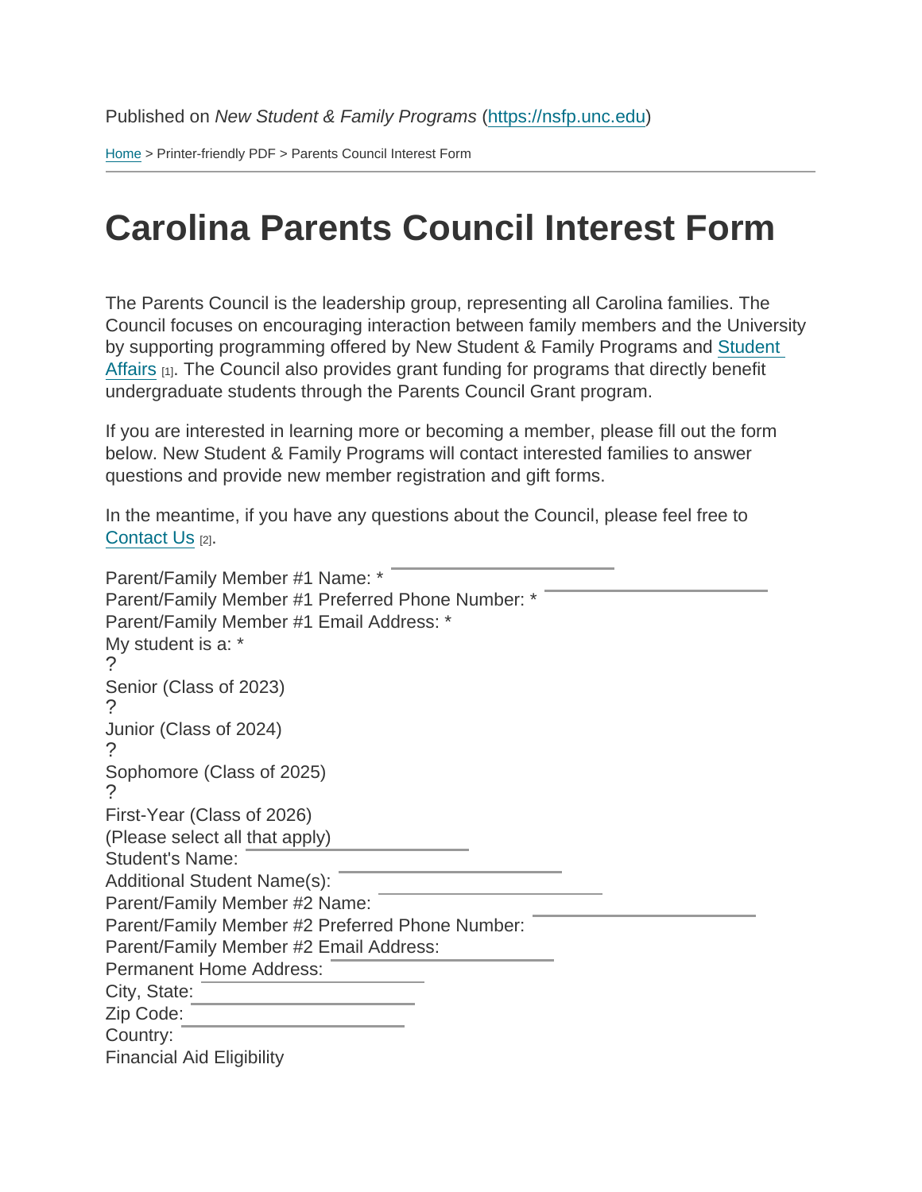Published on *New Student & Family Programs* (https://nsfp.unc.edu)

Home > Printer-friendly PDF > Parents Council Interest Form

# Carolina Parents Council Interest Form

The Parents Council is the leadership group, representing all Carolina families. The Council focuses on encouraging interaction between family members and the University by supporting programming offered by New Student & Family Programs and Student Affairs [1]. The Council also provides grant funding for programs that directly benefit undergraduate students through the Parents Council Grant program.

If you are interested in learning more or becoming a member, please fill out the form below. New Student & Family Programs will contact interested families to answer questions and provide new member registration and gift forms.

In the meantime, if you have any questions about the Council, please feel free to Contact Us [2].

Parent/Family Member #1 Name: * \_\_\_\_\_\_\_\_\_\_\_\_\_\_\_\_\_\_\_\_  
Parent/Family Member #1 Preferred Phone Number: * \_\_\_\_\_\_\_\_\_\_\_\_\_\_\_\_\_\_\_\_  
Parent/Family Member #1 Email Address: *  
My student is a: *  
?  
Senior (Class of 2023)  
?  
Junior (Class of 2024)  
?  
Sophomore (Class of 2025)  
?  
First-Year (Class of 2026)  
(Please select all that apply)  
Student's Name: \_\_\_\_\_\_\_\_\_\_\_\_\_\_\_\_\_\_\_\_  
Additional Student Name(s): \_\_\_\_\_\_\_\_\_\_\_\_\_\_\_\_\_\_\_\_  
Parent/Family Member #2 Name: \_\_\_\_\_\_\_\_\_\_\_\_\_\_\_\_\_\_\_\_  
Parent/Family Member #2 Preferred Phone Number: \_\_\_\_\_\_\_\_\_\_\_\_\_\_\_\_\_\_\_\_  
Parent/Family Member #2 Email Address: \_\_\_\_\_\_\_\_\_\_\_\_\_\_\_\_\_\_\_\_  
Permanent Home Address: \_\_\_\_\_\_\_\_\_\_\_\_\_\_\_\_\_\_\_\_  
City, State: \_\_\_\_\_\_\_\_\_\_\_\_\_\_\_\_\_\_\_\_  
Zip Code: \_\_\_\_\_\_\_\_\_\_\_\_\_\_\_\_\_\_\_\_  
Country: \_\_\_\_\_\_\_\_\_\_\_\_\_\_\_\_\_\_\_\_  
Financial Aid Eligibility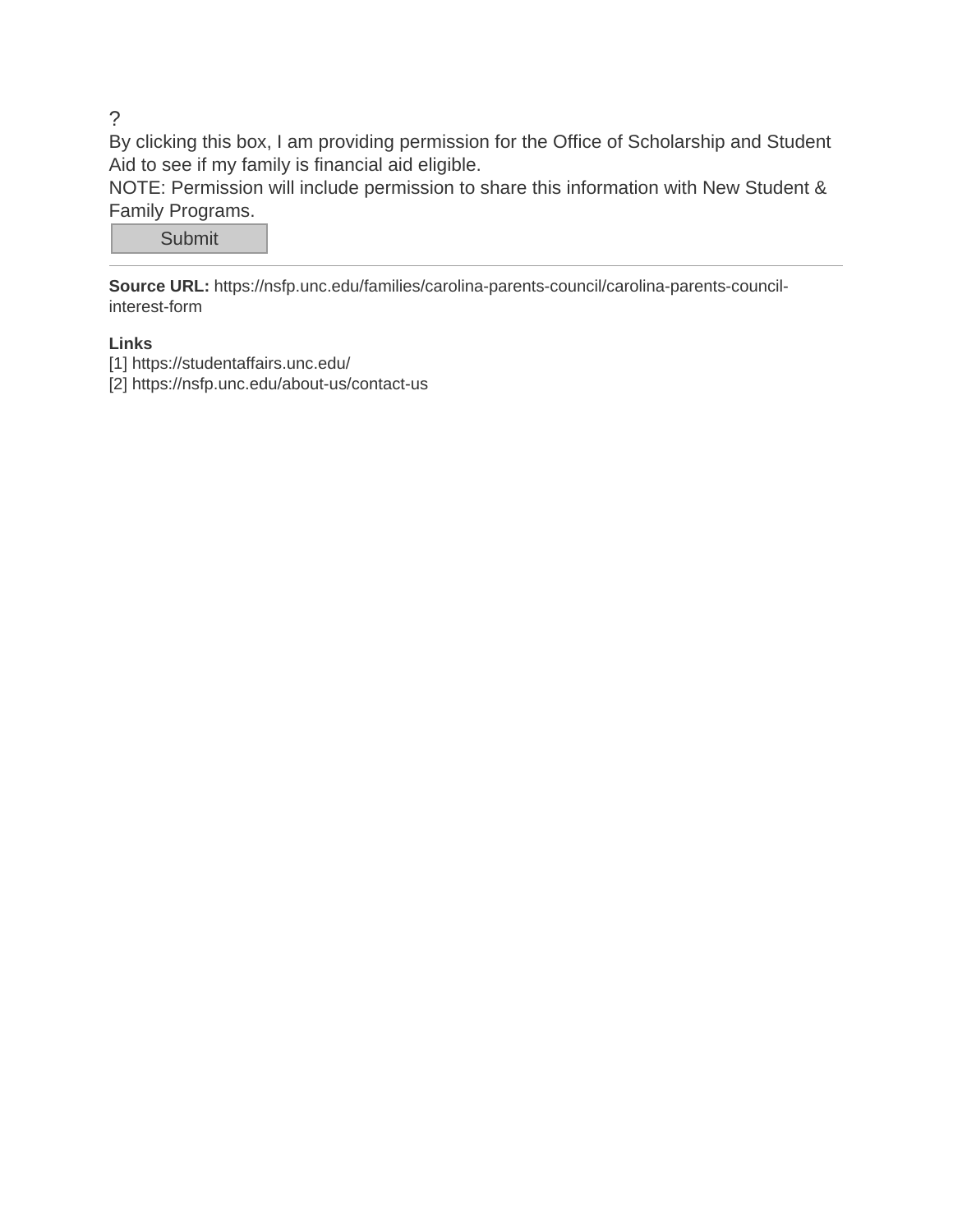?

By clicking this box, I am providing permission for the Office of Scholarship and Student Aid to see if my family is financial aid eligible.

NOTE: Permission will include permission to share this information with New Student & Family Programs.

Submit

---

**Source URL:** https://nsfp.unc.edu/families/carolina-parents-council/carolina-parents-council-interest-form

**Links**

[1] https://studentaffairs.unc.edu/
[2] https://nsfp.unc.edu/about-us/contact-us